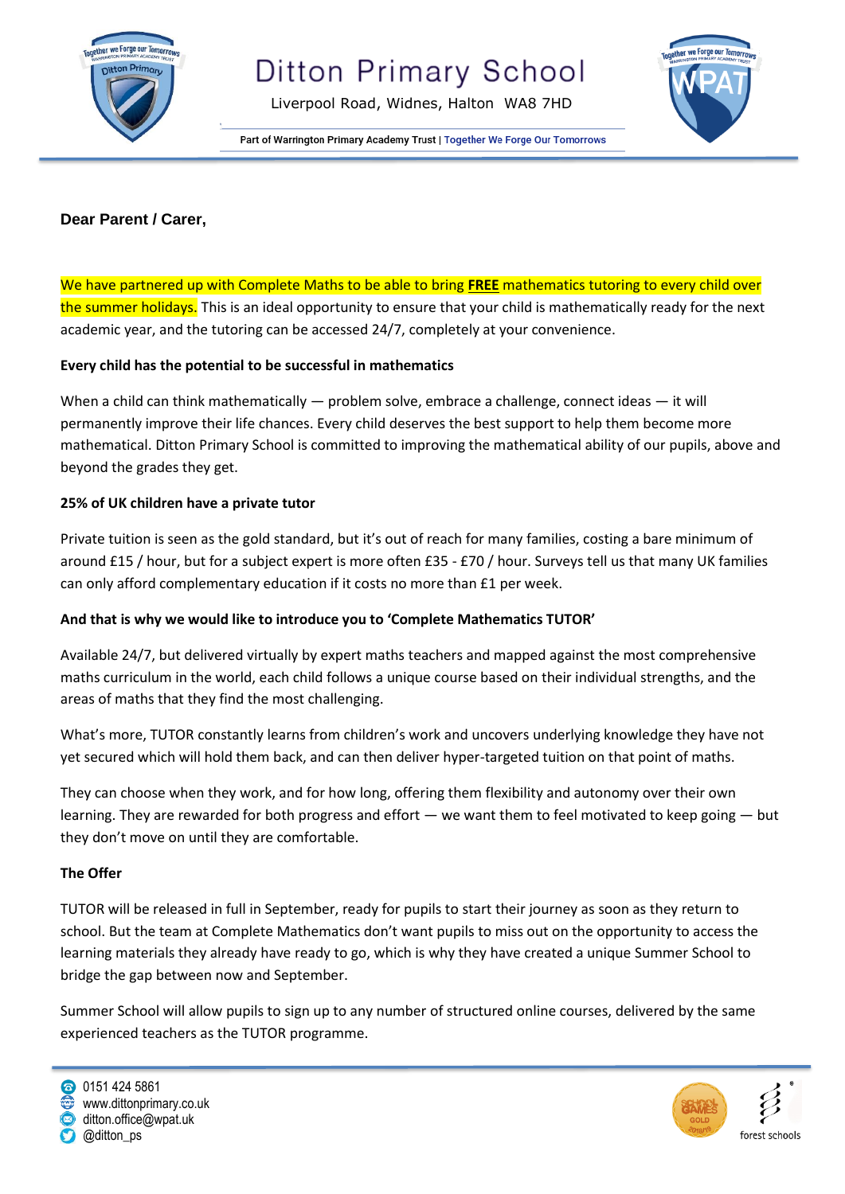# Ditton Primary School

Liverpool Road, Widnes, Halton WA8 7HD

Part of Warrington Primary Academy Trust | Together We Forge Our Tomorrows

**Dear Parent / Carer,**

We have partnered up with Complete Maths to be able to bring **FREE** mathematics tutoring to every child over the summer holidays. This is an ideal opportunity to ensure that your child is mathematically ready for the next academic year, and the tutoring can be accessed 24/7, completely at your convenience.

**Every child has the potential to be successful in mathematics**

When a child can think mathematically — problem solve, embrace a challenge, connect ideas — it will permanently improve their life chances. Every child deserves the best support to help them become more mathematical. Ditton Primary School is committed to improving the mathematical ability of our pupils, above and beyond the grades they get.

**25% of UK children have a private tutor**

Private tuition is seen as the gold standard, but it's out of reach for many families, costing a bare minimum of around £15 / hour, but for a subject expert is more often £35 - £70 / hour. Surveys tell us that many UK families can only afford complementary education if it costs no more than £1 per week.

**And that is why we would like to introduce you to 'Complete Mathematics TUTOR'**

Available 24/7, but delivered virtually by expert maths teachers and mapped against the most comprehensive maths curriculum in the world, each child follows a unique course based on their individual strengths, and the areas of maths that they find the most challenging.

What's more, TUTOR constantly learns from children's work and uncovers underlying knowledge they have not yet secured which will hold them back, and can then deliver hyper-targeted tuition on that point of maths.

They can choose when they work, and for how long, offering them flexibility and autonomy over their own learning. They are rewarded for both progress and effort — we want them to feel motivated to keep going — but they don't move on until they are comfortable.

**The Offer**

TUTOR will be released in full in September, ready for pupils to start their journey as soon as they return to school. But the team at Complete Mathematics don't want pupils to miss out on the opportunity to access the learning materials they already have ready to go, which is why they have created a unique Summer School to bridge the gap between now and September.

Summer School will allow pupils to sign up to any number of structured online courses, delivered by the same experienced teachers as the TUTOR programme.

0151 424 5861
www.dittonprimary.co.uk
ditton.office@wpat.uk
@ditton_ps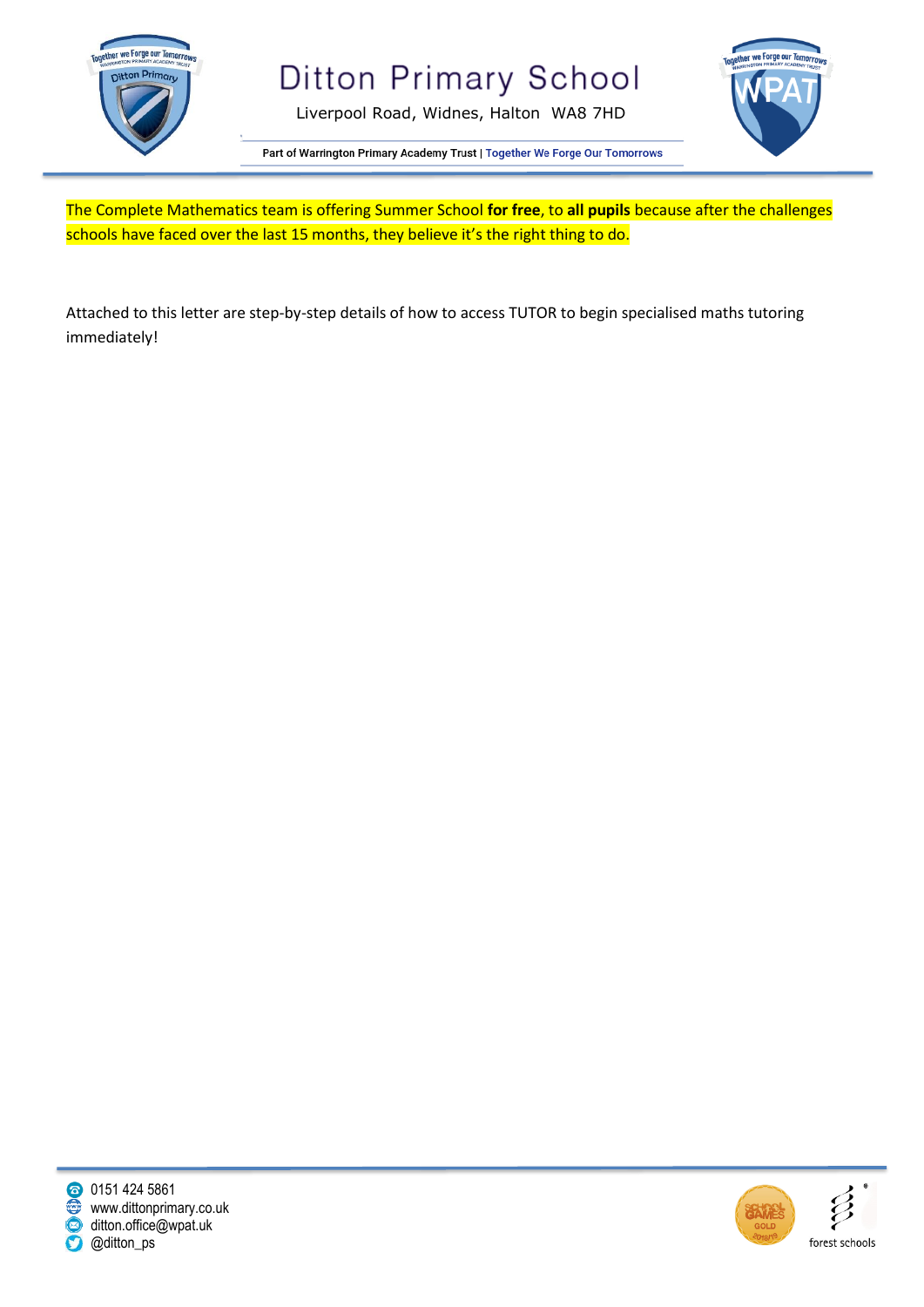The Complete Mathematics team is offering Summer School **for free**, to **all pupils** because after the challenges schools have faced over the last 15 months, they believe it's the right thing to do.

Attached to this letter are step-by-step details of how to access TUTOR to begin specialised maths tutoring immediately!